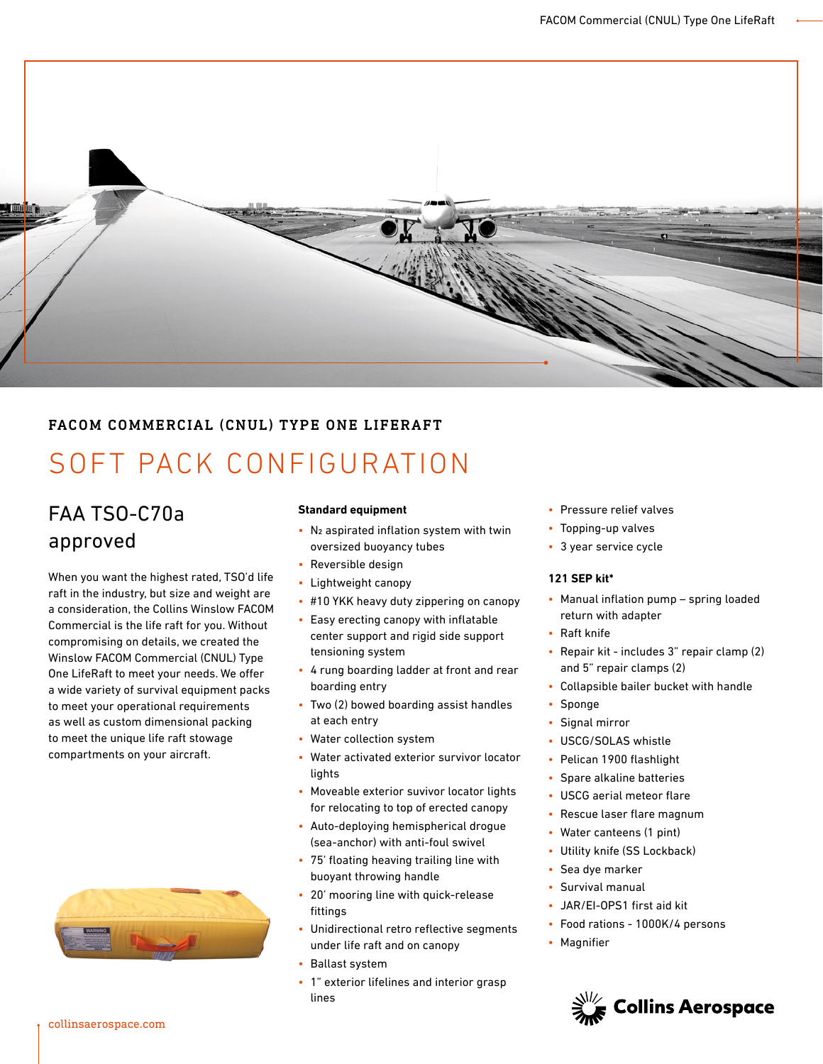## FACOM COMMERCIAL (CNUL) TYPE ONE LIFERAFT

# SOFT PACK CONFIGURATION

## FAA TSO-C70a approved

When you want the highest rated, TSO'd life raft in the industry, but size and weight are a consideration, the Collins Winslow FACOM Commercial is the life raft for you. Without compromising on details, we created the Winslow FACOM Commercial (CNUL) Type One LifeRaft to meet your needs. We offer a wide variety of survival equipment packs to meet your operational requirements as well as custom dimensional packing to meet the unique life raft stowage compartments on your aircraft.

**Standard equipment**

- $N_2$ aspirated inflation system with twin oversized buoyancy tubes
- Reversible design
- Lightweight canopy
- #10 YKK heavy duty zippering on canopy
- Easy erecting canopy with inflatable center support and rigid side support tensioning system
- 4 rung boarding ladder at front and rear boarding entry
- Two (2) bowed boarding assist handles at each entry
- Water collection system
- Water activated exterior survivor locator lights
- Moveable exterior suvivor locator lights for relocating to top of erected canopy
- Auto-deploying hemispherical drogue (sea-anchor) with anti-foul swivel
- 75' floating heaving trailing line with buoyant throwing handle
- 20' mooring line with quick-release fittings
- Unidirectional retro reflective segments under life raft and on canopy
- Ballast system
- 1" exterior lifelines and interior grasp lines
- Pressure relief valves
- Topping-up valves
- 3 year service cycle

**121 SEP kit***

- Manual inflation pump – spring loaded return with adapter
- Raft knife
- Repair kit - includes 3" repair clamp (2) and 5" repair clamps (2)
- Collapsible bailer bucket with handle
- Sponge
- Signal mirror
- USCG/SOLAS whistle
- Pelican 1900 flashlight
- Spare alkaline batteries
- USCG aerial meteor flare
- Rescue laser flare magnum
- Water canteens (1 pint)
- Utility knife (SS Lockback)
- Sea dye marker
- Survival manual
- JAR/EI-OPS1 first aid kit
- Food rations - 1000K/4 persons
- Magnifier

collinsaerospace.com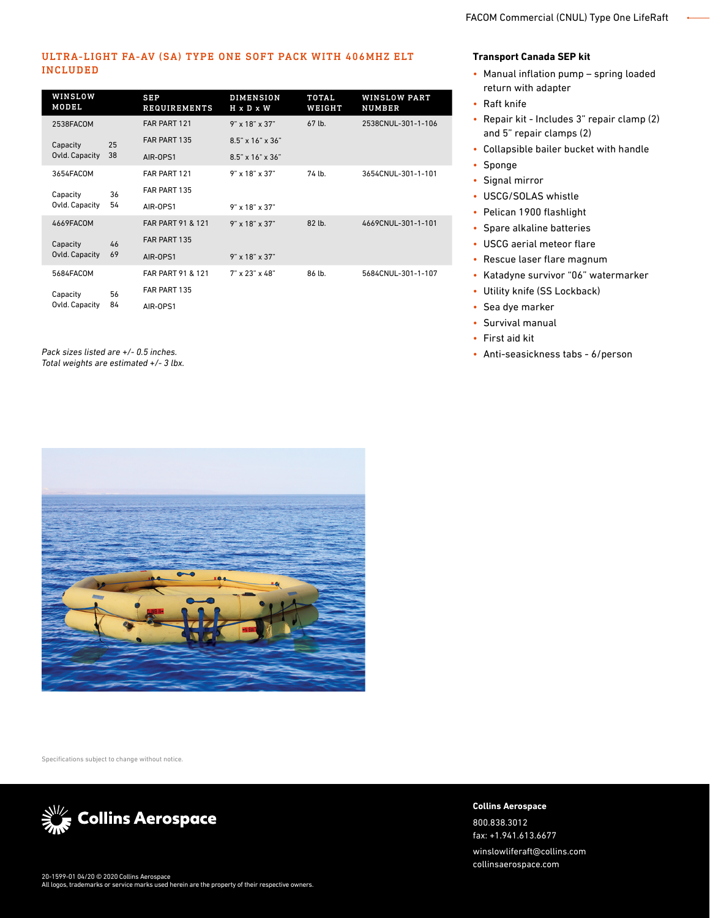## ULTRA-LIGHT FA-AV (SA) TYPE ONE SOFT PACK WITH 406MHZ ELT INCLUDED

| WINSLOW MODEL | | SEP REQUIREMENTS | DIMENSION H x D x W | TOTAL WEIGHT | WINSLOW PART NUMBER |
|---|---|---|---|---|---|
| 2538FACOM | | FAR PART 121 | 9" x 18" x 37" | 67 lb. | 2538CNUL-301-1-106 |
| Capacity | 25 | FAR PART 135 | 8.5" x 16" x 36" | | |
| Ovld. Capacity | 38 | AIR-OPS1 | 8.5" x 16" x 36" | | |
| 3654FACOM | | FAR PART 121 | 9" x 18" x 37" | 74 lb. | 3654CNUL-301-1-101 |
| Capacity | 36 | FAR PART 135 | | | |
| Ovld. Capacity | 54 | AIR-OPS1 | 9" x 18" x 37" | | |
| 4669FACOM | | FAR PART 91 & 121 | 9" x 18" x 37" | 82 lb. | 4669CNUL-301-1-101 |
| Capacity | 46 | FAR PART 135 | | | |
| Ovld. Capacity | 69 | AIR-OPS1 | 9" x 18" x 37" | | |
| 5684FACOM | | FAR PART 91 & 121 | 7" x 23" x 48" | 86 lb. | 5684CNUL-301-1-107 |
| Capacity | 56 | FAR PART 135 | | | |
| Ovld. Capacity | 84 | AIR-OPS1 | | | |

*Pack sizes listed are +/- 0.5 inches.*
*Total weights are estimated +/- 3 lbx.*

### Transport Canada SEP kit

- Manual inflation pump – spring loaded return with adapter
- Raft knife
- Repair kit - Includes 3" repair clamp (2) and 5" repair clamps (2)
- Collapsible bailer bucket with handle
- Sponge
- Signal mirror
- USCG/SOLAS whistle
- Pelican 1900 flashlight
- Spare alkaline batteries
- USCG aerial meteor flare
- Rescue laser flare magnum
- Katadyne survivor "06" watermarker
- Utility knife (SS Lockback)
- Sea dye marker
- Survival manual
- First aid kit
- Anti-seasickness tabs - 6/person

Specifications subject to change without notice.

**Collins Aerospace**

**Collins Aerospace**
800.838.3012
fax: +1.941.613.6677
winslowliferaft@collins.com
collinsaerospace.com

20-1599-01 04/20 © 2020 Collins Aerospace
All logos, trademarks or service marks used herein are the property of their respective owners.